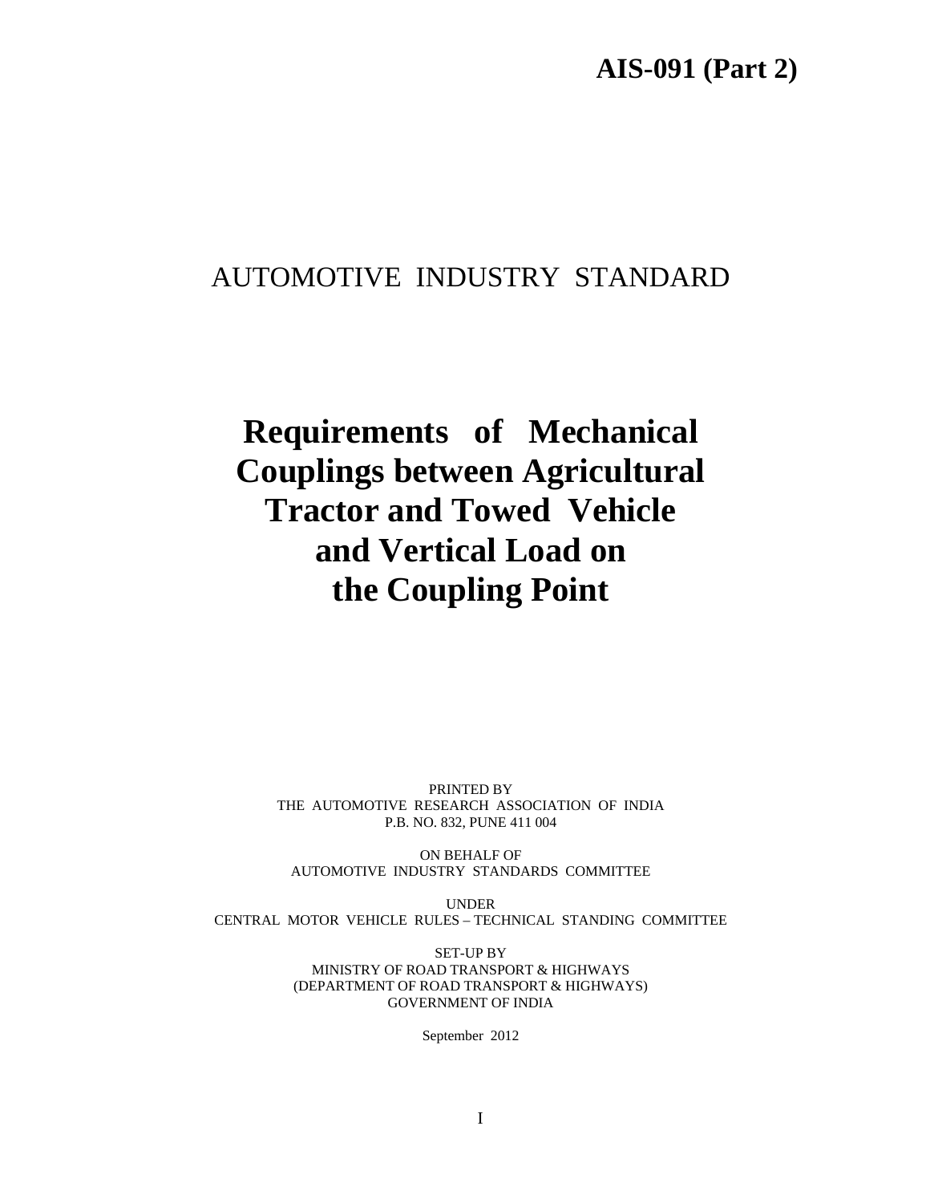**AIS-091 (Part 2)**

AUTOMOTIVE INDUSTRY STANDARD

# Requirements of Mechanical Couplings between Agricultural Tractor and Towed Vehicle and Vertical Load on the Coupling Point

PRINTED BY
THE AUTOMOTIVE RESEARCH ASSOCIATION OF INDIA
P.B. NO. 832, PUNE 411 004

ON BEHALF OF
AUTOMOTIVE INDUSTRY STANDARDS COMMITTEE

UNDER
CENTRAL MOTOR VEHICLE RULES – TECHNICAL STANDING COMMITTEE

SET-UP BY
MINISTRY OF ROAD TRANSPORT & HIGHWAYS
(DEPARTMENT OF ROAD TRANSPORT & HIGHWAYS)
GOVERNMENT OF INDIA

September 2012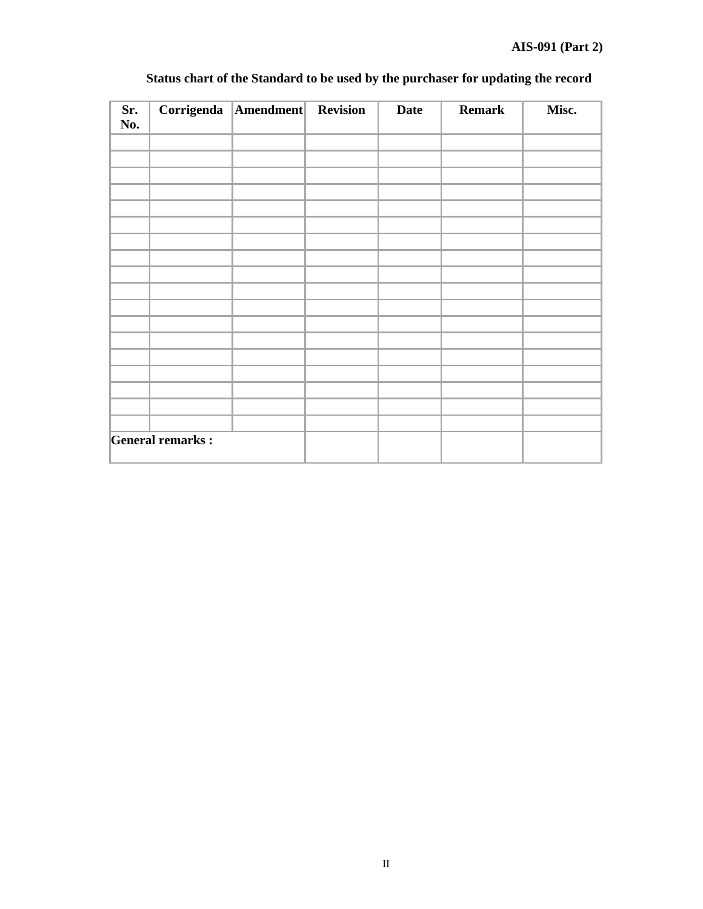**Status chart of the Standard to be used by the purchaser for updating the record**

| Sr. No. | Corrigenda | Amendment | Revision | Date | Remark | Misc. |
|---|---|---|---|---|---|---|
| | | | | | | |
| | | | | | | |
| | | | | | | |
| | | | | | | |
| | | | | | | |
| | | | | | | |
| | | | | | | |
| | | | | | | |
| | | | | | | |
| | | | | | | |
| | | | | | | |
| | | | | | | |
| | | | | | | |
| | | | | | | |
| | | | | | | |
| | | | | | | |
| | | | | | | |
| | | | | | | |
| **General remarks :** | | | | | | |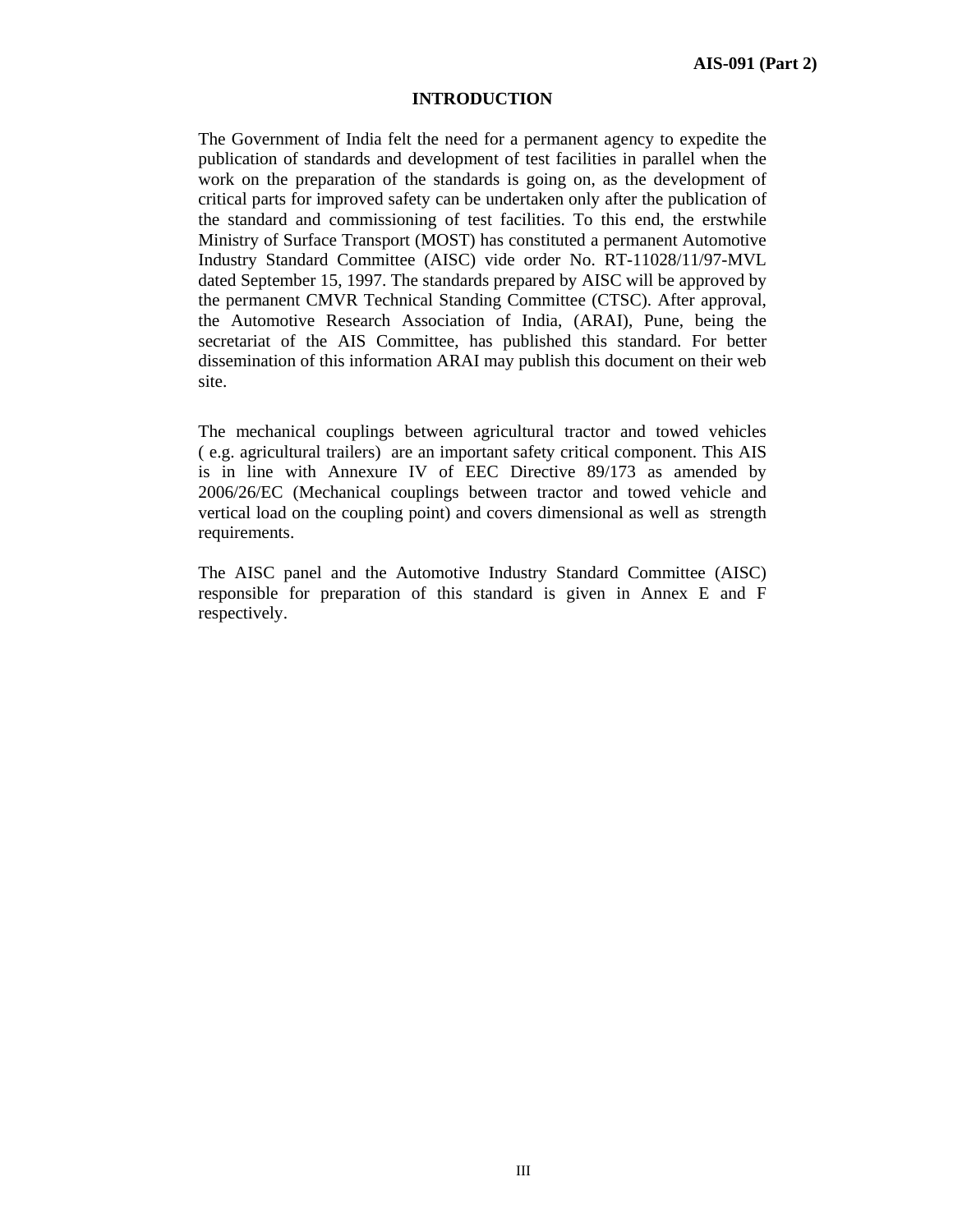# INTRODUCTION

The Government of India felt the need for a permanent agency to expedite the publication of standards and development of test facilities in parallel when the work on the preparation of the standards is going on, as the development of critical parts for improved safety can be undertaken only after the publication of the standard and commissioning of test facilities. To this end, the erstwhile Ministry of Surface Transport (MOST) has constituted a permanent Automotive Industry Standard Committee (AISC) vide order No. RT-11028/11/97-MVL dated September 15, 1997. The standards prepared by AISC will be approved by the permanent CMVR Technical Standing Committee (CTSC). After approval, the Automotive Research Association of India, (ARAI), Pune, being the secretariat of the AIS Committee, has published this standard. For better dissemination of this information ARAI may publish this document on their web site.

The mechanical couplings between agricultural tractor and towed vehicles ( e.g. agricultural trailers) are an important safety critical component. This AIS is in line with Annexure IV of EEC Directive 89/173 as amended by 2006/26/EC (Mechanical couplings between tractor and towed vehicle and vertical load on the coupling point) and covers dimensional as well as strength requirements.

The AISC panel and the Automotive Industry Standard Committee (AISC) responsible for preparation of this standard is given in Annex E and F respectively.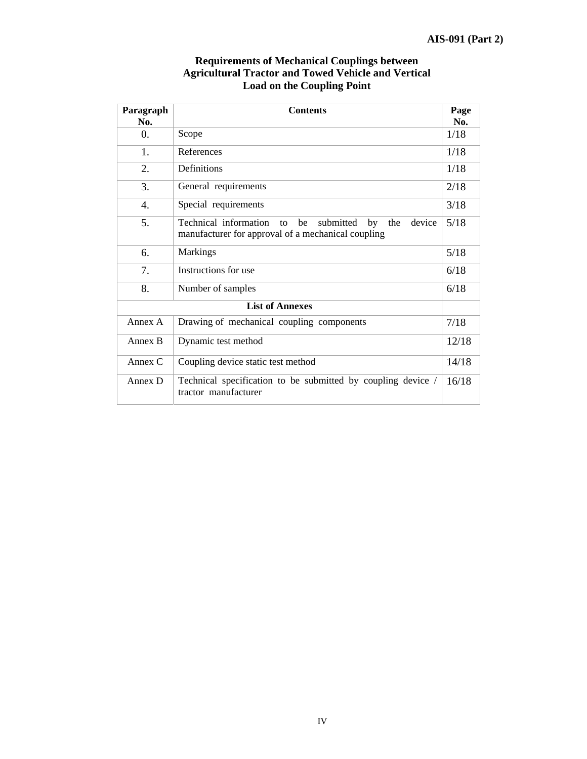## Requirements of Mechanical Couplings between Agricultural Tractor and Towed Vehicle and Vertical Load on the Coupling Point

| Paragraph No. | Contents | Page No. |
|---|---|---|
| 0. | Scope | 1/18 |
| 1. | References | 1/18 |
| 2. | Definitions | 1/18 |
| 3. | General requirements | 2/18 |
| 4. | Special requirements | 3/18 |
| 5. | Technical information to be submitted by the device manufacturer for approval of a mechanical coupling | 5/18 |
| 6. | Markings | 5/18 |
| 7. | Instructions for use | 6/18 |
| 8. | Number of samples | 6/18 |
| **List of Annexes** | | |
| Annex A | Drawing of mechanical coupling components | 7/18 |
| Annex B | Dynamic test method | 12/18 |
| Annex C | Coupling device static test method | 14/18 |
| Annex D | Technical specification to be submitted by coupling device / tractor manufacturer | 16/18 |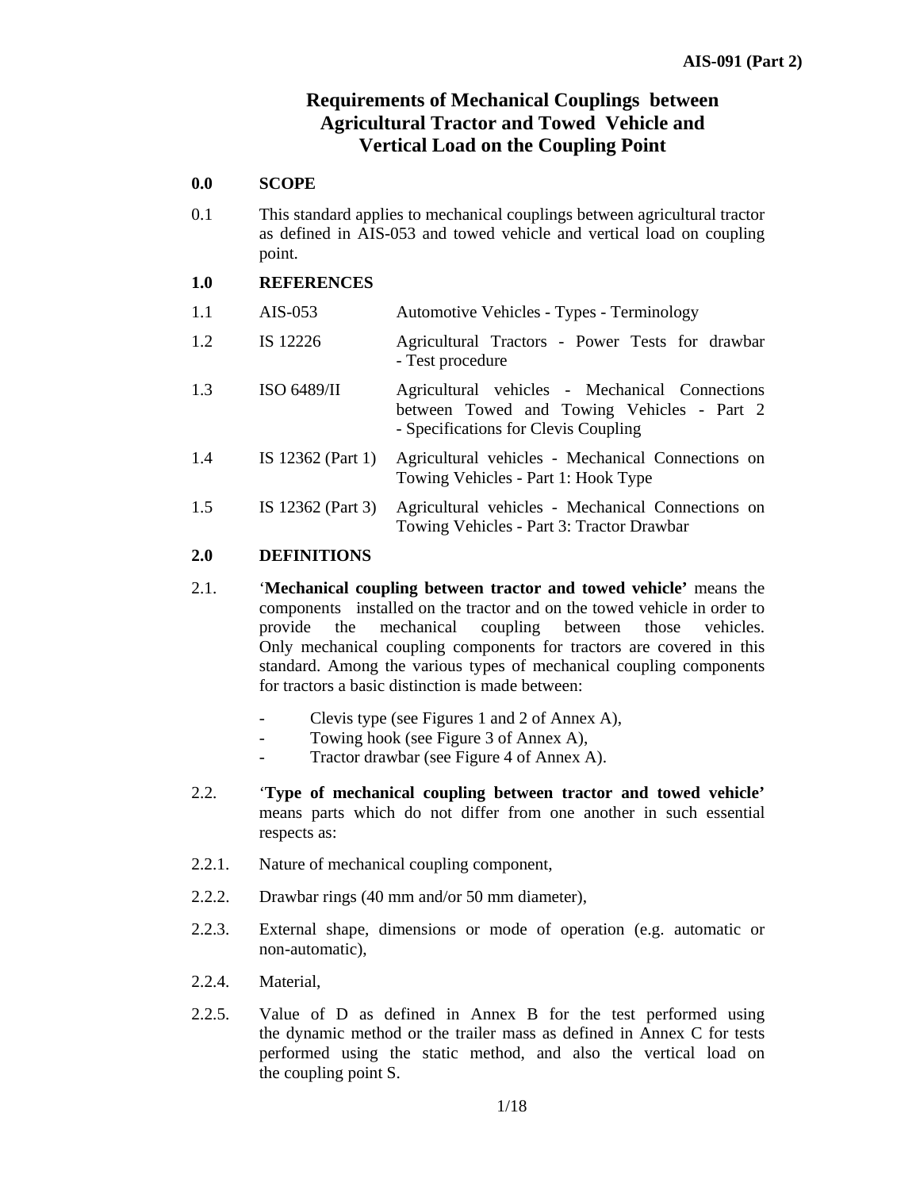# Requirements of Mechanical Couplings between Agricultural Tractor and Towed Vehicle and Vertical Load on the Coupling Point

## 0.0 SCOPE

0.1 This standard applies to mechanical couplings between agricultural tractor as defined in AIS-053 and towed vehicle and vertical load on coupling point.

## 1.0 REFERENCES

| | | |
|---|---|---|
| 1.1 | AIS-053 | Automotive Vehicles - Types - Terminology |
| 1.2 | IS 12226 | Agricultural Tractors - Power Tests for drawbar - Test procedure |
| 1.3 | ISO 6489/II | Agricultural vehicles - Mechanical Connections between Towed and Towing Vehicles - Part 2 - Specifications for Clevis Coupling |
| 1.4 | IS 12362 (Part 1) | Agricultural vehicles - Mechanical Connections on Towing Vehicles - Part 1: Hook Type |
| 1.5 | IS 12362 (Part 3) | Agricultural vehicles - Mechanical Connections on Towing Vehicles - Part 3: Tractor Drawbar |

## 2.0 DEFINITIONS

2.1. '**Mechanical coupling between tractor and towed vehicle'** means the components installed on the tractor and on the towed vehicle in order to provide the mechanical coupling between those vehicles. Only mechanical coupling components for tractors are covered in this standard. Among the various types of mechanical coupling components for tractors a basic distinction is made between:

- Clevis type (see Figures 1 and 2 of Annex A),
- Towing hook (see Figure 3 of Annex A),
- Tractor drawbar (see Figure 4 of Annex A).

2.2. '**Type of mechanical coupling between tractor and towed vehicle'** means parts which do not differ from one another in such essential respects as:

2.2.1. Nature of mechanical coupling component,

2.2.2. Drawbar rings (40 mm and/or 50 mm diameter),

2.2.3. External shape, dimensions or mode of operation (e.g. automatic or non-automatic),

2.2.4. Material,

2.2.5. Value of D as defined in Annex B for the test performed using the dynamic method or the trailer mass as defined in Annex C for tests performed using the static method, and also the vertical load on the coupling point S.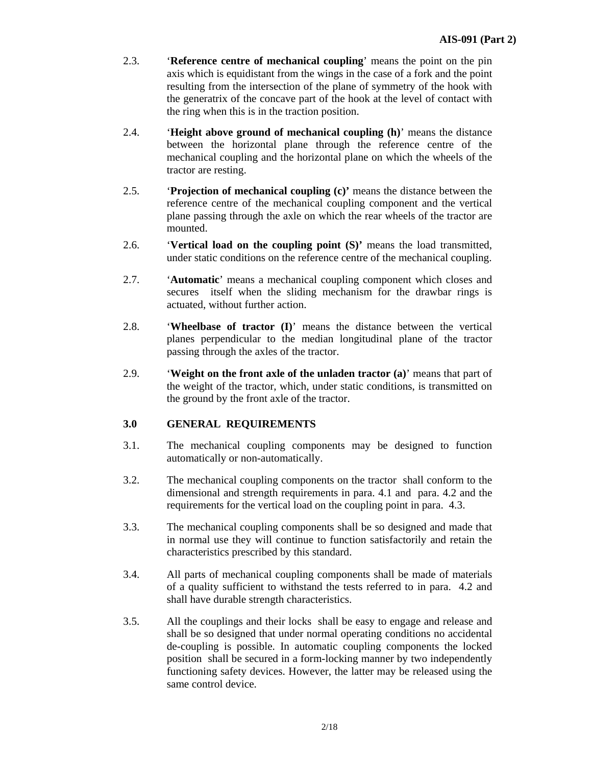2.3. '**Reference centre of mechanical coupling**' means the point on the pin axis which is equidistant from the wings in the case of a fork and the point resulting from the intersection of the plane of symmetry of the hook with the generatrix of the concave part of the hook at the level of contact with the ring when this is in the traction position.

2.4. '**Height above ground of mechanical coupling (h)**' means the distance between the horizontal plane through the reference centre of the mechanical coupling and the horizontal plane on which the wheels of the tractor are resting.

2.5. '**Projection of mechanical coupling (c)'** means the distance between the reference centre of the mechanical coupling component and the vertical plane passing through the axle on which the rear wheels of the tractor are mounted.

2.6. '**Vertical load on the coupling point (S)'** means the load transmitted, under static conditions on the reference centre of the mechanical coupling.

2.7. '**Automatic**' means a mechanical coupling component which closes and secures itself when the sliding mechanism for the drawbar rings is actuated, without further action.

2.8. '**Wheelbase of tractor (I)**' means the distance between the vertical planes perpendicular to the median longitudinal plane of the tractor passing through the axles of the tractor.

2.9. '**Weight on the front axle of the unladen tractor (a)**' means that part of the weight of the tractor, which, under static conditions, is transmitted on the ground by the front axle of the tractor.

## 3.0 GENERAL REQUIREMENTS

3.1. The mechanical coupling components may be designed to function automatically or non-automatically.

3.2. The mechanical coupling components on the tractor shall conform to the dimensional and strength requirements in para. 4.1 and para. 4.2 and the requirements for the vertical load on the coupling point in para. 4.3.

3.3. The mechanical coupling components shall be so designed and made that in normal use they will continue to function satisfactorily and retain the characteristics prescribed by this standard.

3.4. All parts of mechanical coupling components shall be made of materials of a quality sufficient to withstand the tests referred to in para. 4.2 and shall have durable strength characteristics.

3.5. All the couplings and their locks shall be easy to engage and release and shall be so designed that under normal operating conditions no accidental de-coupling is possible. In automatic coupling components the locked position shall be secured in a form-locking manner by two independently functioning safety devices. However, the latter may be released using the same control device.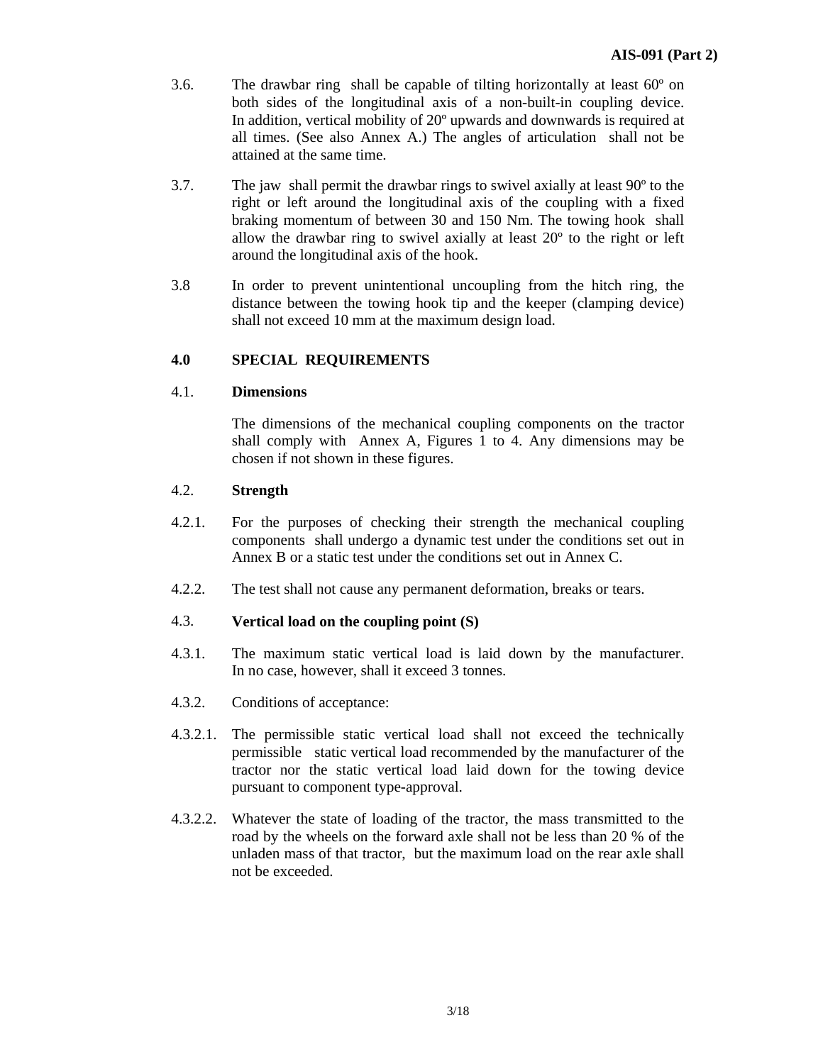3.6. The drawbar ring shall be capable of tilting horizontally at least 60º on both sides of the longitudinal axis of a non-built-in coupling device. In addition, vertical mobility of 20º upwards and downwards is required at all times. (See also Annex A.) The angles of articulation shall not be attained at the same time.

3.7. The jaw shall permit the drawbar rings to swivel axially at least 90º to the right or left around the longitudinal axis of the coupling with a fixed braking momentum of between 30 and 150 Nm. The towing hook shall allow the drawbar ring to swivel axially at least 20º to the right or left around the longitudinal axis of the hook.

3.8 In order to prevent unintentional uncoupling from the hitch ring, the distance between the towing hook tip and the keeper (clamping device) shall not exceed 10 mm at the maximum design load.

## 4.0 SPECIAL REQUIREMENTS

### 4.1. Dimensions

The dimensions of the mechanical coupling components on the tractor shall comply with Annex A, Figures 1 to 4. Any dimensions may be chosen if not shown in these figures.

### 4.2. Strength

4.2.1. For the purposes of checking their strength the mechanical coupling components shall undergo a dynamic test under the conditions set out in Annex B or a static test under the conditions set out in Annex C.

4.2.2. The test shall not cause any permanent deformation, breaks or tears.

### 4.3. Vertical load on the coupling point (S)

4.3.1. The maximum static vertical load is laid down by the manufacturer. In no case, however, shall it exceed 3 tonnes.

4.3.2. Conditions of acceptance:

4.3.2.1. The permissible static vertical load shall not exceed the technically permissible static vertical load recommended by the manufacturer of the tractor nor the static vertical load laid down for the towing device pursuant to component type-approval.

4.3.2.2. Whatever the state of loading of the tractor, the mass transmitted to the road by the wheels on the forward axle shall not be less than 20 % of the unladen mass of that tractor, but the maximum load on the rear axle shall not be exceeded.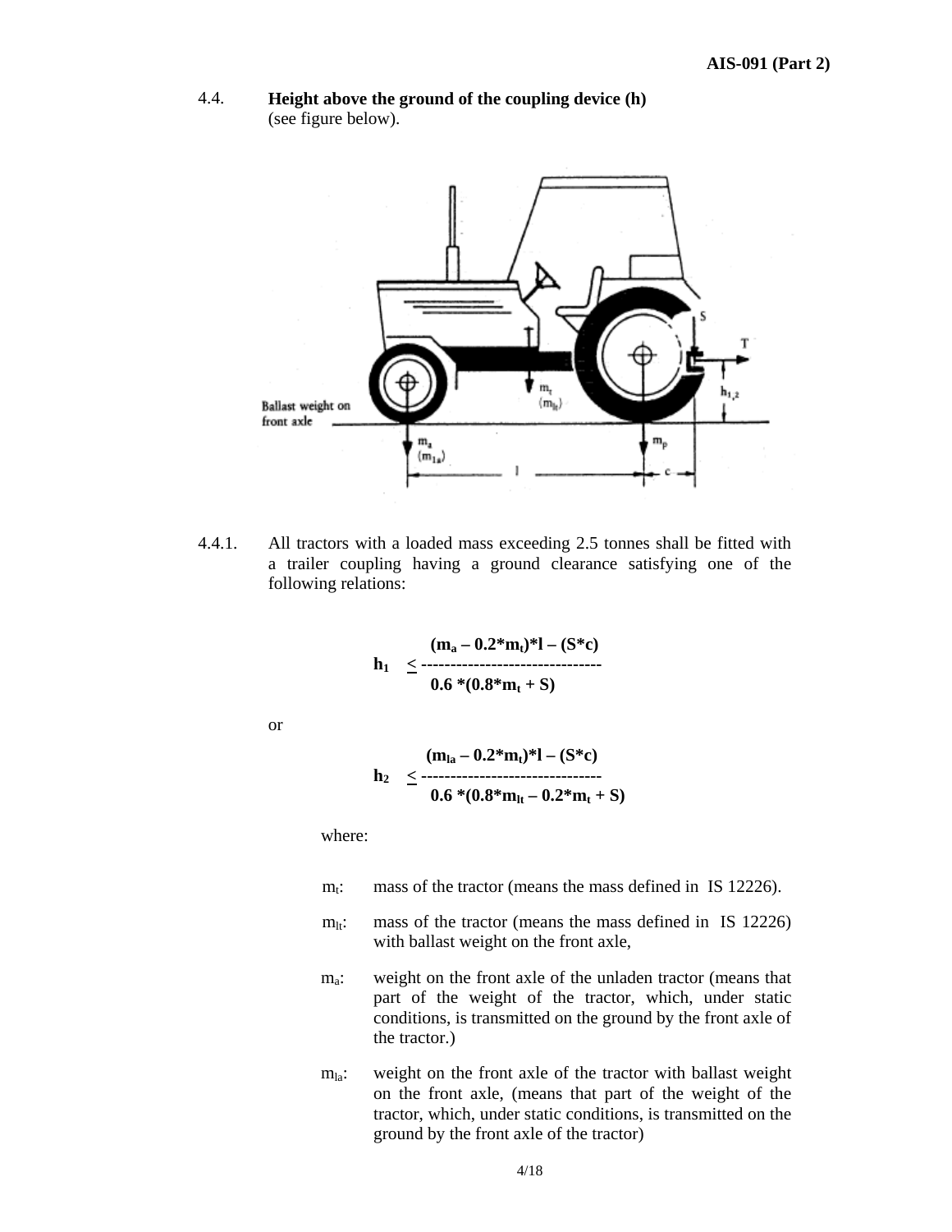4.4. **Height above the ground of the coupling device (h)** (see figure below).

4.4.1. All tractors with a loaded mass exceeding 2.5 tonnes shall be fitted with a trailer coupling having a ground clearance satisfying one of the following relations:

$$h_1 \leq \frac{(m_a - 0.2*m_t)*l - (S*c)}{0.6*(0.8*m_t + S)}$$

or

$$h_2 \leq \frac{(m_{la} - 0.2*m_t)*l - (S*c)}{0.6*(0.8*m_{lt} - 0.2*m_t + S)}$$

where:

- $m_t$: mass of the tractor (means the mass defined in IS 12226).
- $m_{lt}$: mass of the tractor (means the mass defined in IS 12226) with ballast weight on the front axle,
- $m_a$: weight on the front axle of the unladen tractor (means that part of the weight of the tractor, which, under static conditions, is transmitted on the ground by the front axle of the tractor.)
- $m_{la}$: weight on the front axle of the tractor with ballast weight on the front axle, (means that part of the weight of the tractor, which, under static conditions, is transmitted on the ground by the front axle of the tractor)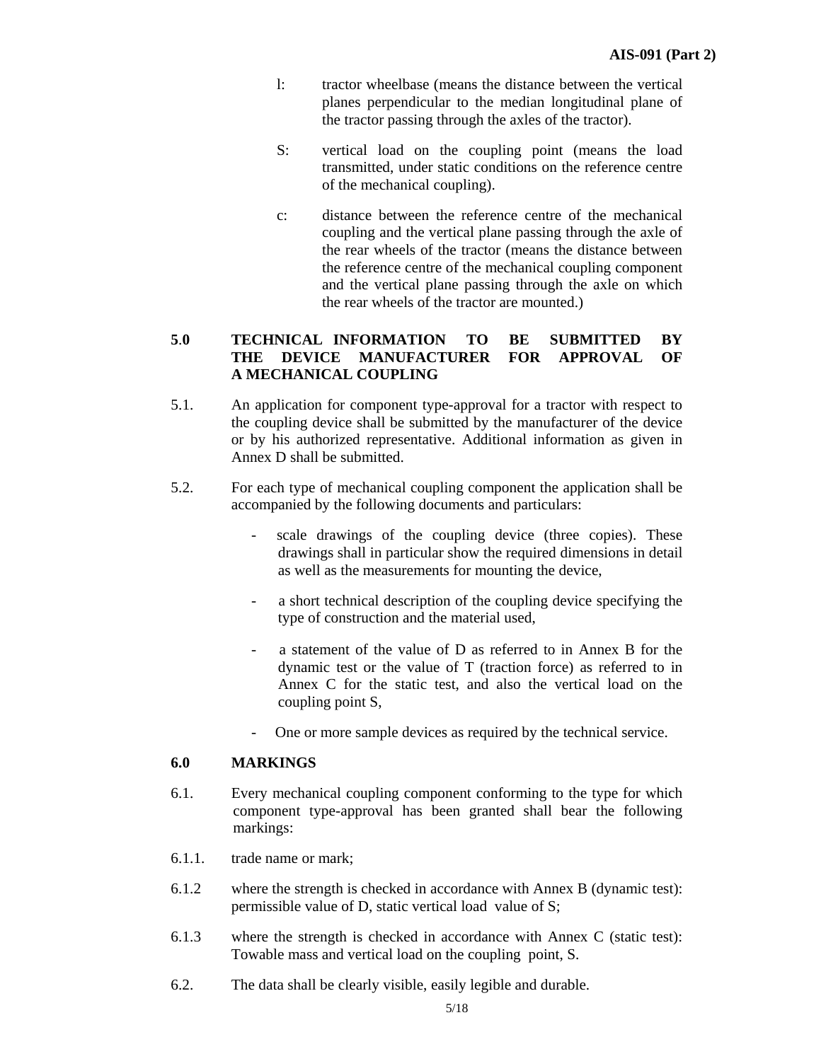l: tractor wheelbase (means the distance between the vertical planes perpendicular to the median longitudinal plane of the tractor passing through the axles of the tractor).

S: vertical load on the coupling point (means the load transmitted, under static conditions on the reference centre of the mechanical coupling).

c: distance between the reference centre of the mechanical coupling and the vertical plane passing through the axle of the rear wheels of the tractor (means the distance between the reference centre of the mechanical coupling component and the vertical plane passing through the axle on which the rear wheels of the tractor are mounted.)

## 5.0 TECHNICAL INFORMATION TO BE SUBMITTED BY THE DEVICE MANUFACTURER FOR APPROVAL OF A MECHANICAL COUPLING

5.1. An application for component type-approval for a tractor with respect to the coupling device shall be submitted by the manufacturer of the device or by his authorized representative. Additional information as given in Annex D shall be submitted.

5.2. For each type of mechanical coupling component the application shall be accompanied by the following documents and particulars:

- scale drawings of the coupling device (three copies). These drawings shall in particular show the required dimensions in detail as well as the measurements for mounting the device,
- a short technical description of the coupling device specifying the type of construction and the material used,
- a statement of the value of D as referred to in Annex B for the dynamic test or the value of T (traction force) as referred to in Annex C for the static test, and also the vertical load on the coupling point S,
- One or more sample devices as required by the technical service.

## 6.0 MARKINGS

6.1. Every mechanical coupling component conforming to the type for which component type-approval has been granted shall bear the following markings:

6.1.1. trade name or mark;

6.1.2 where the strength is checked in accordance with Annex B (dynamic test): permissible value of D, static vertical load value of S;

6.1.3 where the strength is checked in accordance with Annex C (static test): Towable mass and vertical load on the coupling point, S.

6.2. The data shall be clearly visible, easily legible and durable.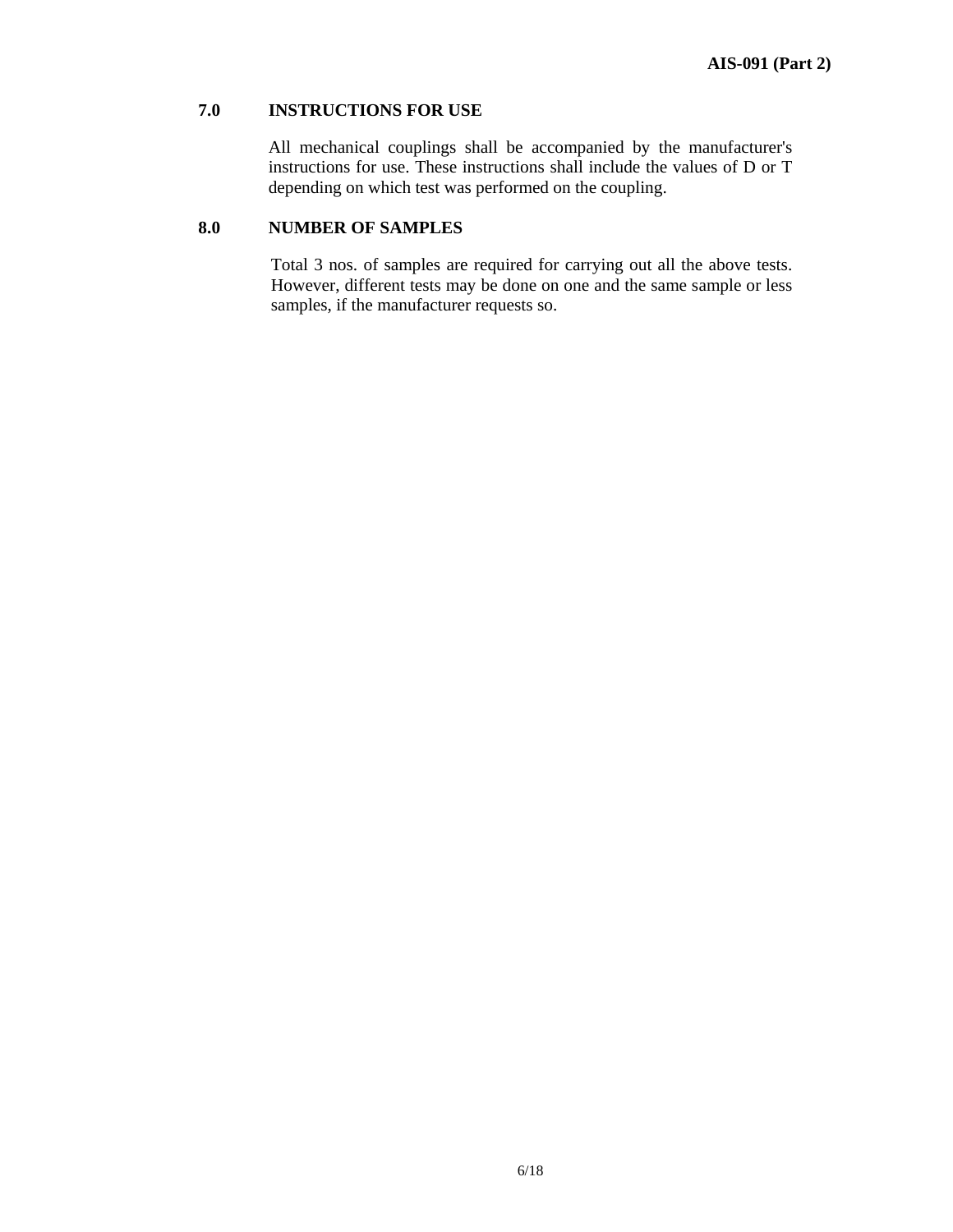## 7.0 INSTRUCTIONS FOR USE

All mechanical couplings shall be accompanied by the manufacturer's instructions for use. These instructions shall include the values of D or T depending on which test was performed on the coupling.

## 8.0 NUMBER OF SAMPLES

Total 3 nos. of samples are required for carrying out all the above tests. However, different tests may be done on one and the same sample or less samples, if the manufacturer requests so.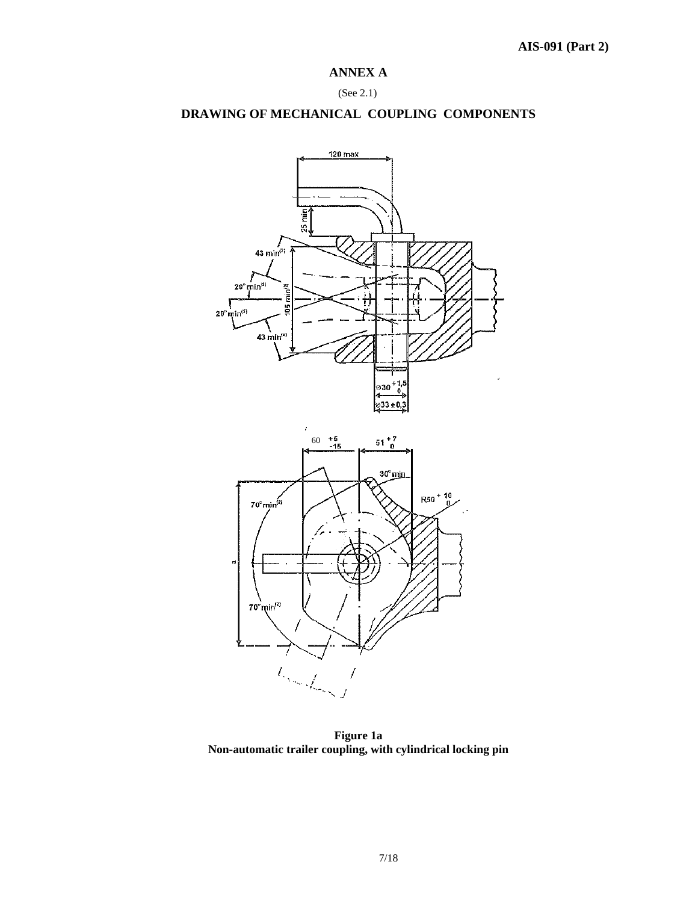# ANNEX A

(See 2.1)

## DRAWING OF MECHANICAL COUPLING COMPONENTS

**Figure 1a**
**Non-automatic trailer coupling, with cylindrical locking pin**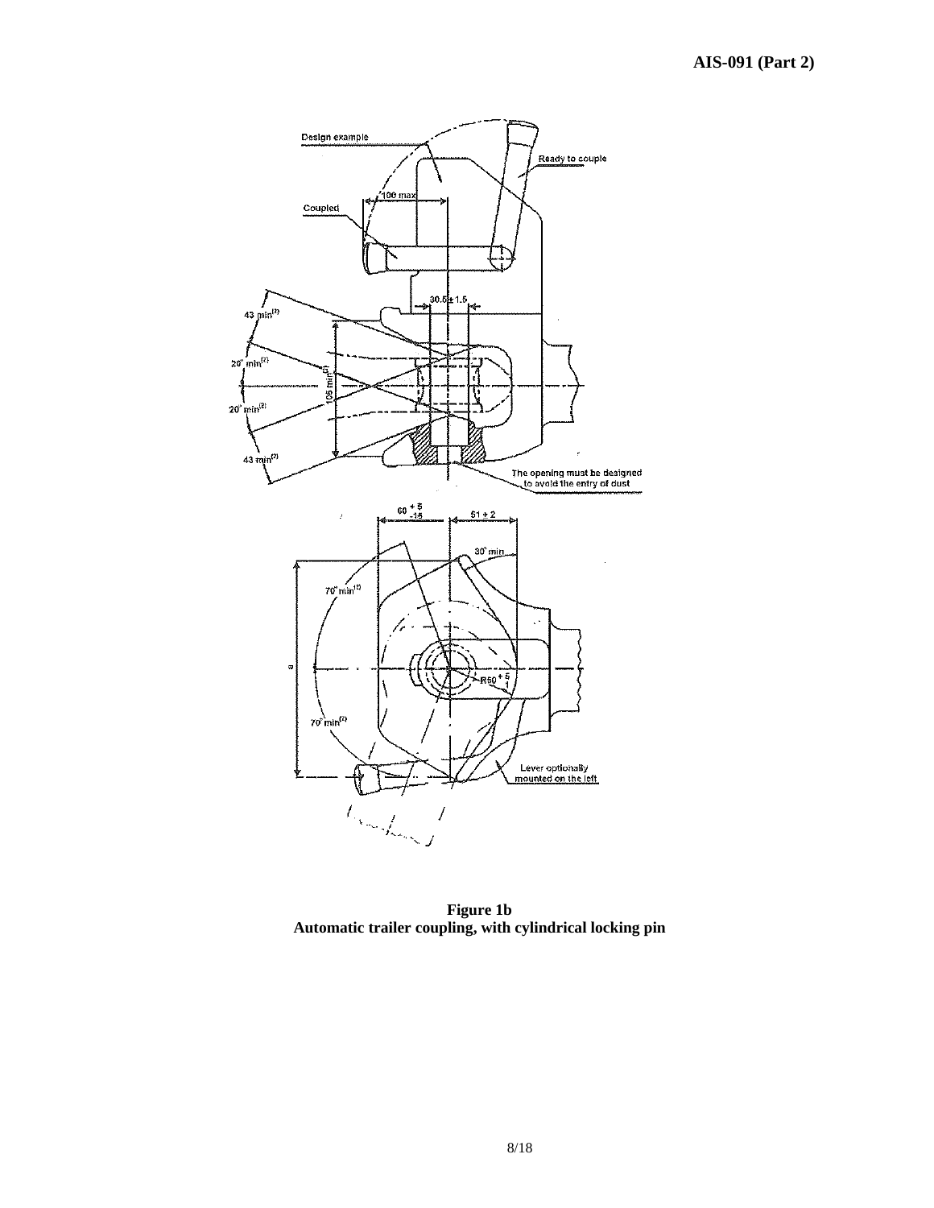**Figure 1b**
**Automatic trailer coupling, with cylindrical locking pin**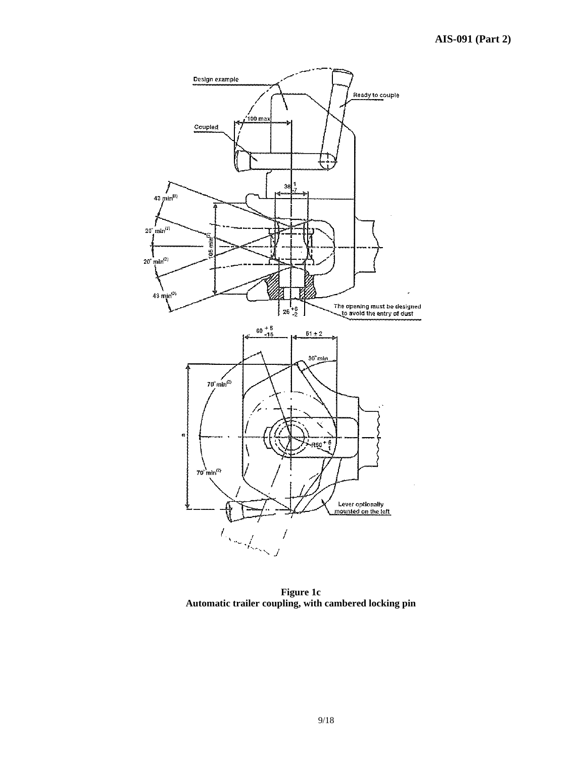**Figure 1c**
**Automatic trailer coupling, with cambered locking pin**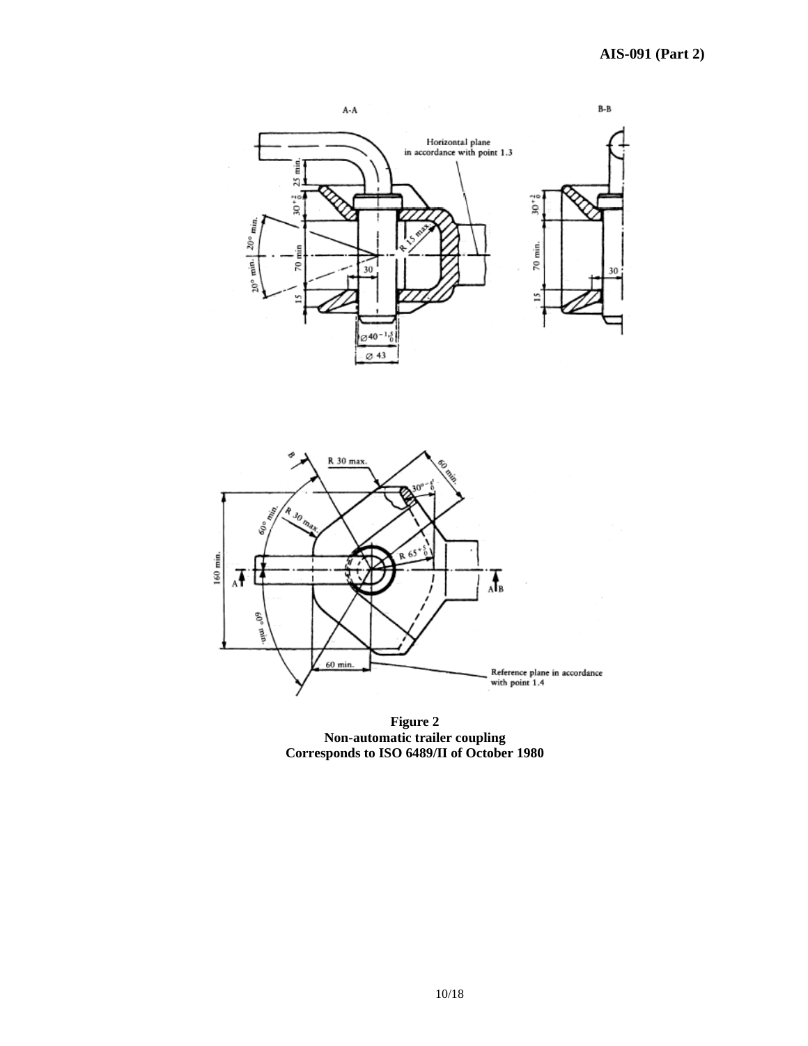**Figure 2**
**Non-automatic trailer coupling**
**Corresponds to ISO 6489/II of October 1980**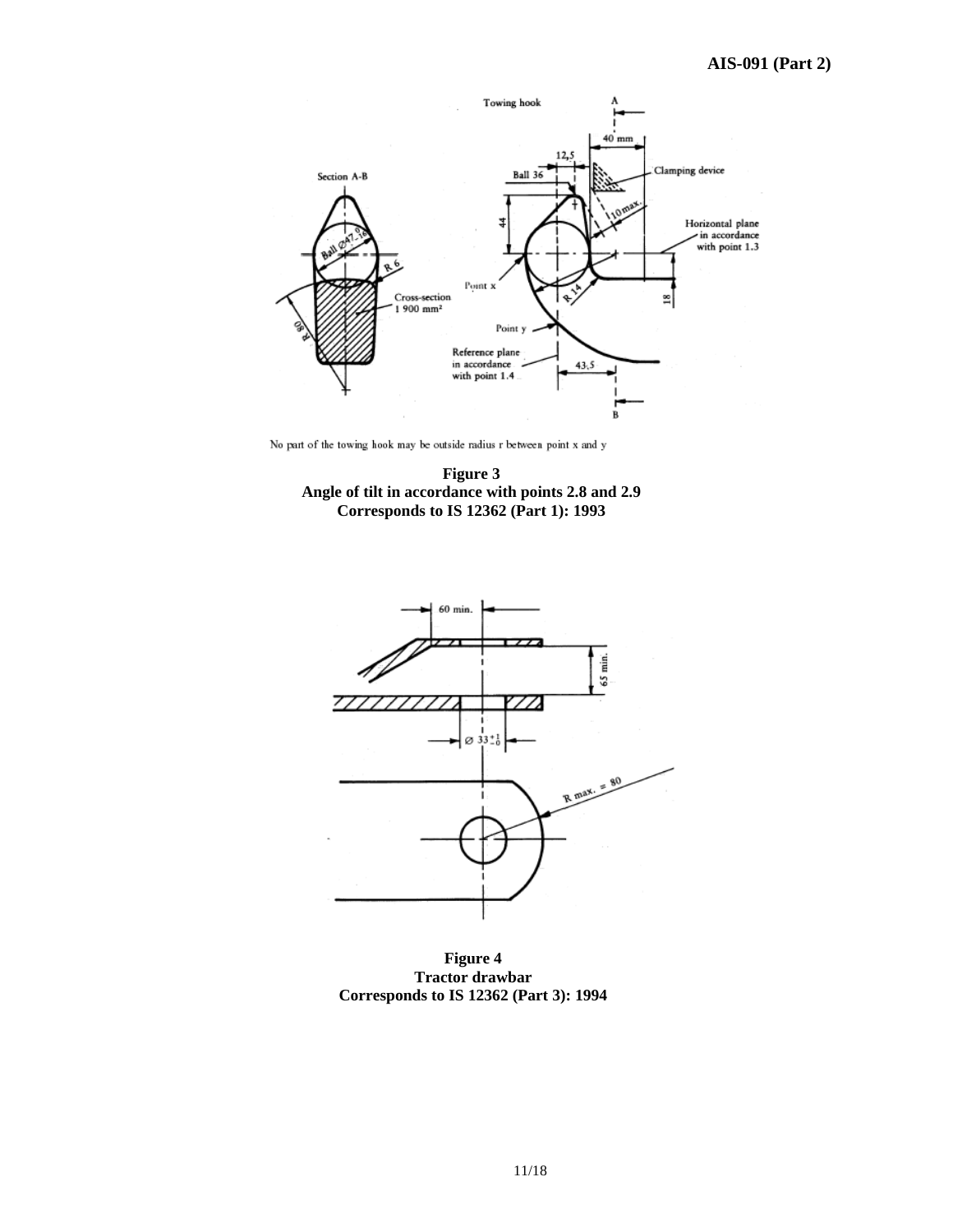No part of the towing hook may be outside radius r between point x and y

**Figure 3**
**Angle of tilt in accordance with points 2.8 and 2.9**
**Corresponds to IS 12362 (Part 1): 1993**

**Figure 4**
**Tractor drawbar**
**Corresponds to IS 12362 (Part 3): 1994**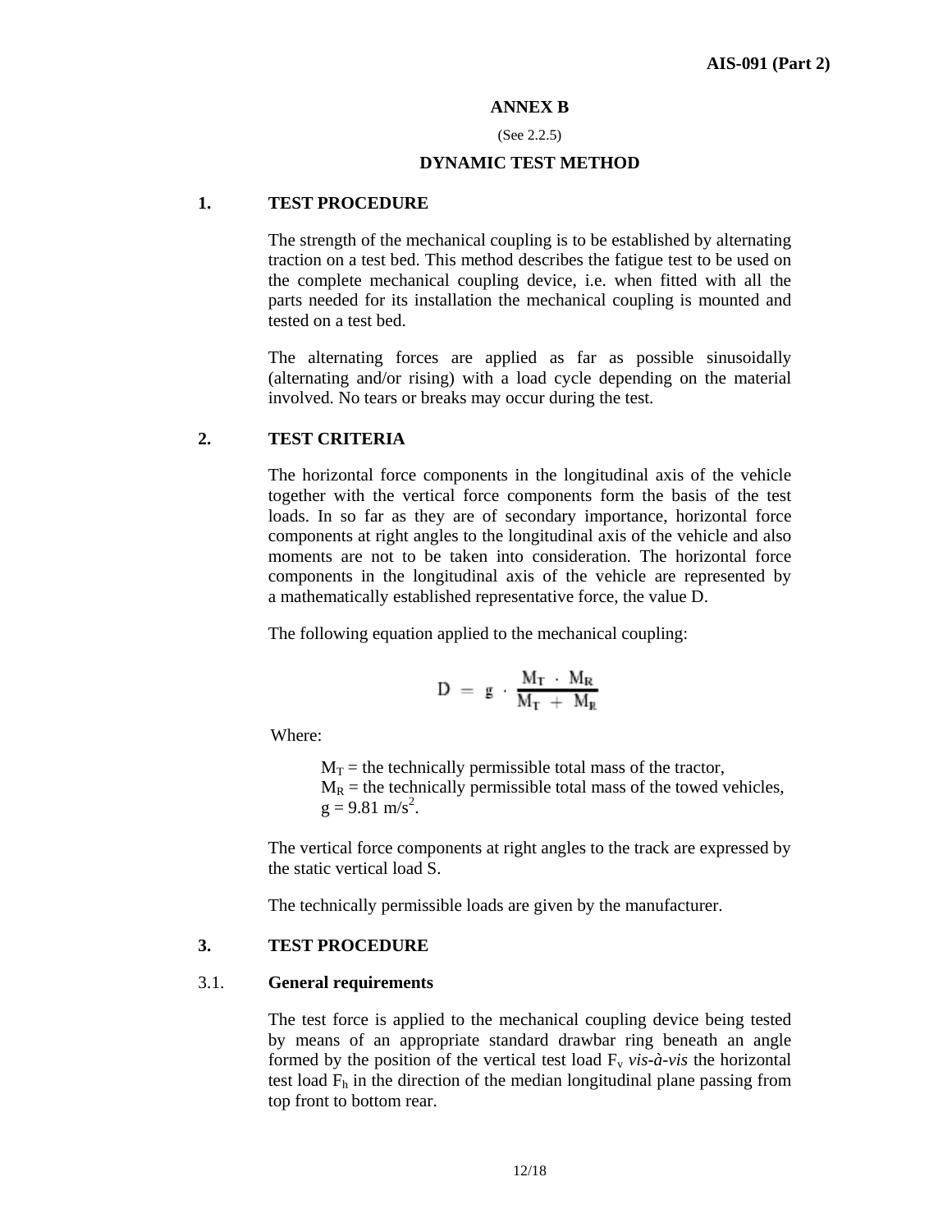## ANNEX B

(See 2.2.5)

## DYNAMIC TEST METHOD

### 1. TEST PROCEDURE

The strength of the mechanical coupling is to be established by alternating traction on a test bed. This method describes the fatigue test to be used on the complete mechanical coupling device, i.e. when fitted with all the parts needed for its installation the mechanical coupling is mounted and tested on a test bed.

The alternating forces are applied as far as possible sinusoidally (alternating and/or rising) with a load cycle depending on the material involved. No tears or breaks may occur during the test.

### 2. TEST CRITERIA

The horizontal force components in the longitudinal axis of the vehicle together with the vertical force components form the basis of the test loads. In so far as they are of secondary importance, horizontal force components at right angles to the longitudinal axis of the vehicle and also moments are not to be taken into consideration. The horizontal force components in the longitudinal axis of the vehicle are represented by a mathematically established representative force, the value D.

The following equation applied to the mechanical coupling:

$$D = g \cdot \frac{M_T \cdot M_R}{M_T + M_R}$$

Where:

$M_T$ = the technically permissible total mass of the tractor,
$M_R$ = the technically permissible total mass of the towed vehicles,
$g = 9.81 \text{ m/s}^2$.

The vertical force components at right angles to the track are expressed by the static vertical load S.

The technically permissible loads are given by the manufacturer.

### 3. TEST PROCEDURE

#### 3.1. General requirements

The test force is applied to the mechanical coupling device being tested by means of an appropriate standard drawbar ring beneath an angle formed by the position of the vertical test load $F_v$ *vis-à-vis* the horizontal test load $F_h$ in the direction of the median longitudinal plane passing from top front to bottom rear.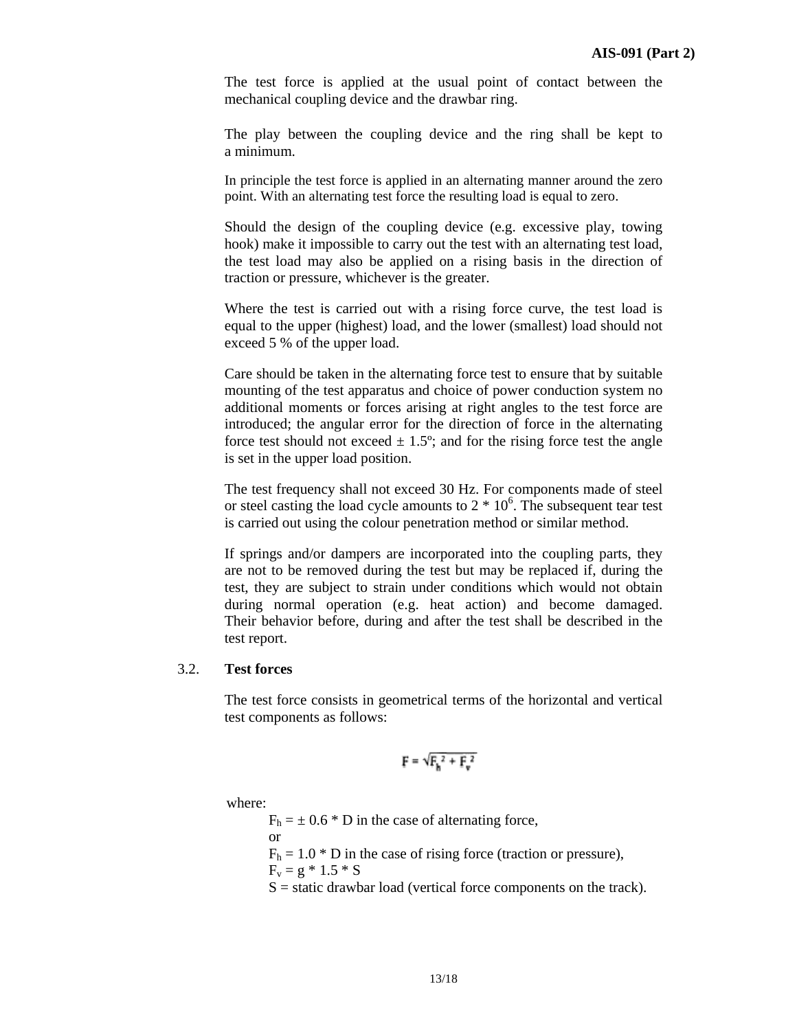The test force is applied at the usual point of contact between the mechanical coupling device and the drawbar ring.

The play between the coupling device and the ring shall be kept to a minimum.

In principle the test force is applied in an alternating manner around the zero point. With an alternating test force the resulting load is equal to zero.

Should the design of the coupling device (e.g. excessive play, towing hook) make it impossible to carry out the test with an alternating test load, the test load may also be applied on a rising basis in the direction of traction or pressure, whichever is the greater.

Where the test is carried out with a rising force curve, the test load is equal to the upper (highest) load, and the lower (smallest) load should not exceed 5 % of the upper load.

Care should be taken in the alternating force test to ensure that by suitable mounting of the test apparatus and choice of power conduction system no additional moments or forces arising at right angles to the test force are introduced; the angular error for the direction of force in the alternating force test should not exceed ± 1.5º; and for the rising force test the angle is set in the upper load position.

The test frequency shall not exceed 30 Hz. For components made of steel or steel casting the load cycle amounts to $2 * 10^6$. The subsequent tear test is carried out using the colour penetration method or similar method.

If springs and/or dampers are incorporated into the coupling parts, they are not to be removed during the test but may be replaced if, during the test, they are subject to strain under conditions which would not obtain during normal operation (e.g. heat action) and become damaged. Their behavior before, during and after the test shall be described in the test report.

## 3.2. Test forces

The test force consists in geometrical terms of the horizontal and vertical test components as follows:

$$F = \sqrt{F_h^2 + F_v^2}$$

where:

$F_h = \pm 0.6 * D$ in the case of alternating force,

or

$F_h = 1.0 * D$ in the case of rising force (traction or pressure),

$F_v = g * 1.5 * S$

S = static drawbar load (vertical force components on the track).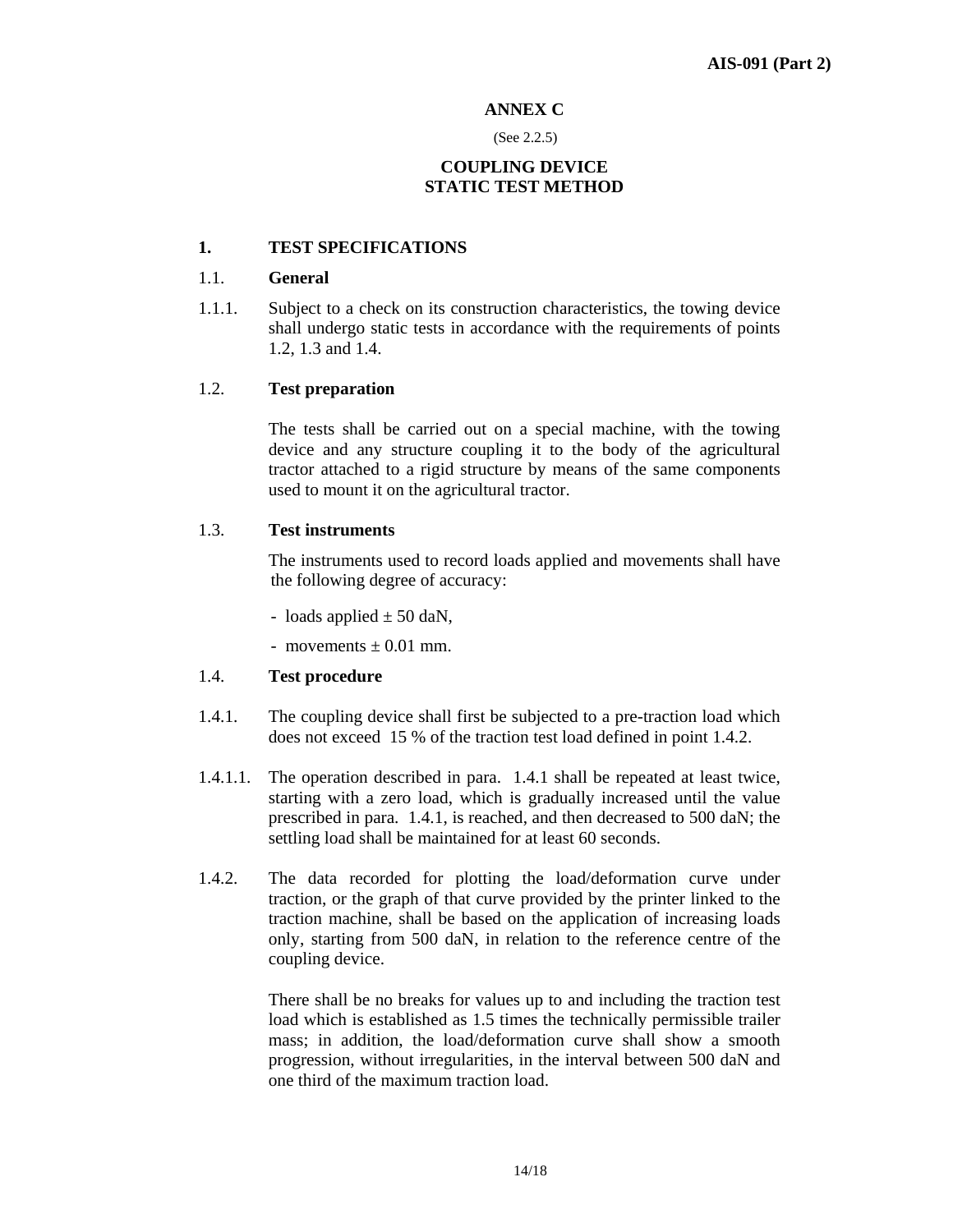## ANNEX C

(See 2.2.5)

## COUPLING DEVICE STATIC TEST METHOD

### 1. TEST SPECIFICATIONS

1.1. **General**

1.1.1. Subject to a check on its construction characteristics, the towing device shall undergo static tests in accordance with the requirements of points 1.2, 1.3 and 1.4.

1.2. **Test preparation**

The tests shall be carried out on a special machine, with the towing device and any structure coupling it to the body of the agricultural tractor attached to a rigid structure by means of the same components used to mount it on the agricultural tractor.

1.3. **Test instruments**

The instruments used to record loads applied and movements shall have the following degree of accuracy:

- loads applied ± 50 daN,
- movements ± 0.01 mm.

1.4. **Test procedure**

1.4.1. The coupling device shall first be subjected to a pre-traction load which does not exceed 15 % of the traction test load defined in point 1.4.2.

1.4.1.1. The operation described in para. 1.4.1 shall be repeated at least twice, starting with a zero load, which is gradually increased until the value prescribed in para. 1.4.1, is reached, and then decreased to 500 daN; the settling load shall be maintained for at least 60 seconds.

1.4.2. The data recorded for plotting the load/deformation curve under traction, or the graph of that curve provided by the printer linked to the traction machine, shall be based on the application of increasing loads only, starting from 500 daN, in relation to the reference centre of the coupling device.

There shall be no breaks for values up to and including the traction test load which is established as 1.5 times the technically permissible trailer mass; in addition, the load/deformation curve shall show a smooth progression, without irregularities, in the interval between 500 daN and one third of the maximum traction load.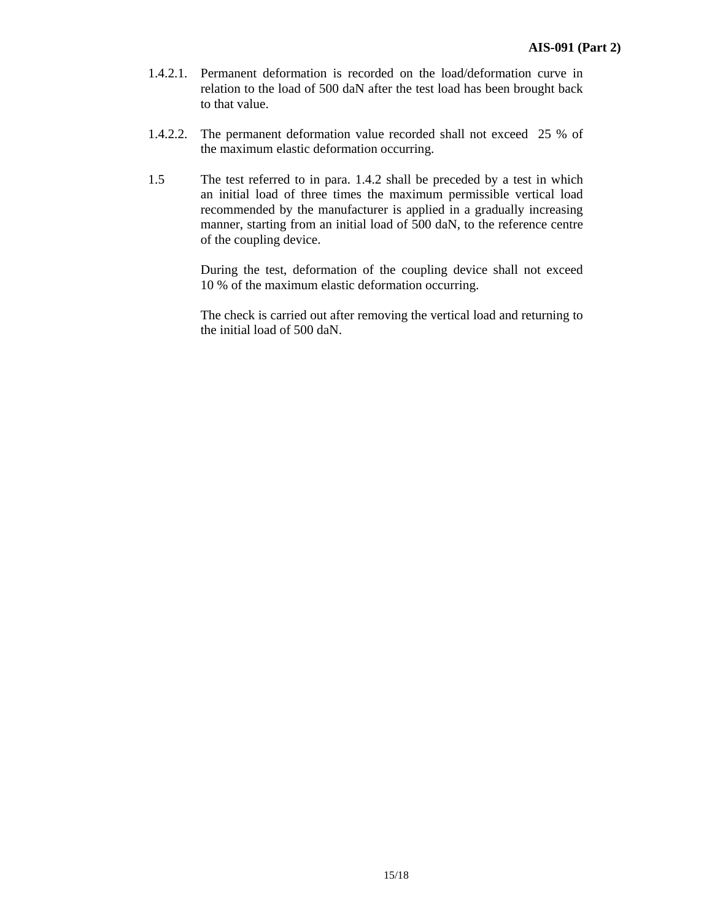1.4.2.1. Permanent deformation is recorded on the load/deformation curve in relation to the load of 500 daN after the test load has been brought back to that value.

1.4.2.2. The permanent deformation value recorded shall not exceed 25 % of the maximum elastic deformation occurring.

1.5 The test referred to in para. 1.4.2 shall be preceded by a test in which an initial load of three times the maximum permissible vertical load recommended by the manufacturer is applied in a gradually increasing manner, starting from an initial load of 500 daN, to the reference centre of the coupling device.

During the test, deformation of the coupling device shall not exceed 10 % of the maximum elastic deformation occurring.

The check is carried out after removing the vertical load and returning to the initial load of 500 daN.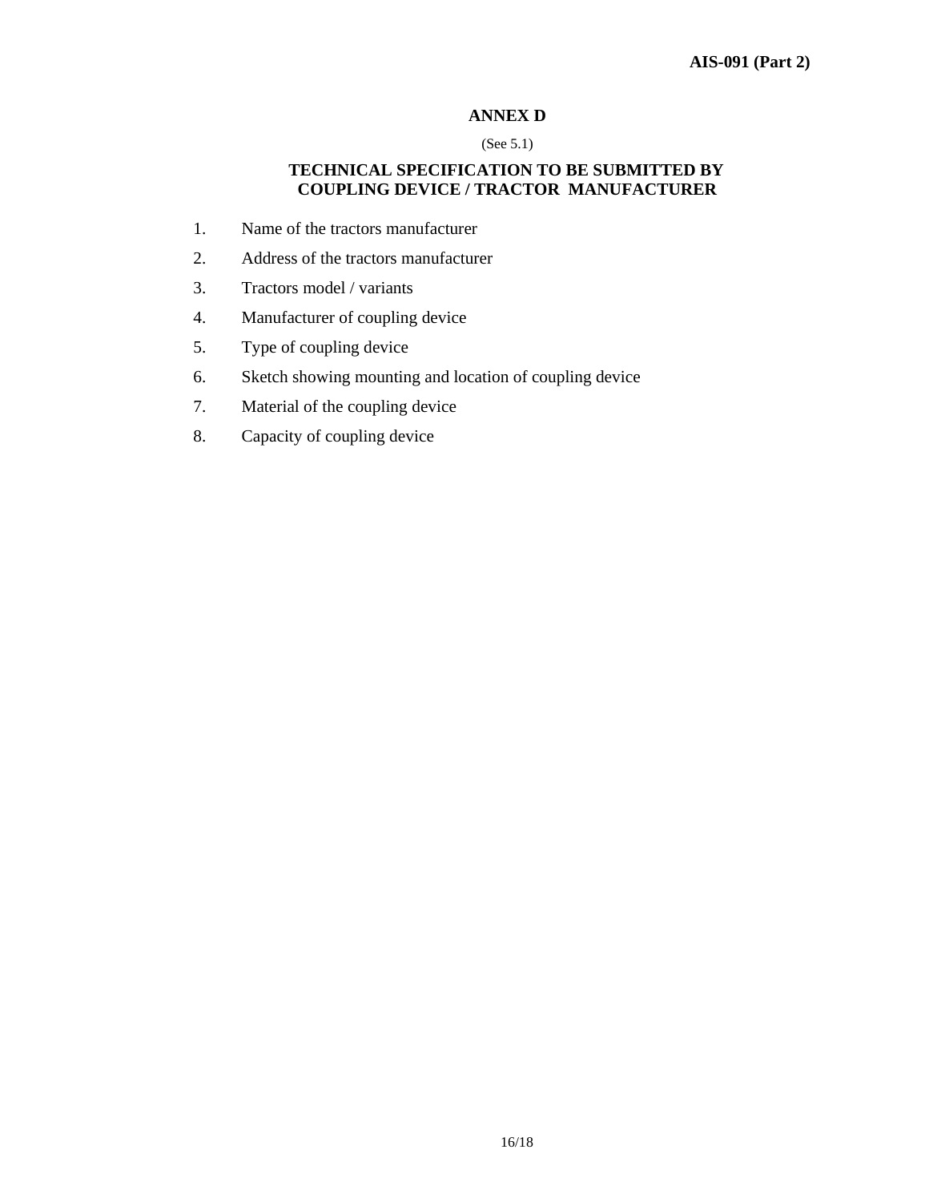## ANNEX D

(See 5.1)

### TECHNICAL SPECIFICATION TO BE SUBMITTED BY COUPLING DEVICE / TRACTOR MANUFACTURER

1. Name of the tractors manufacturer
2. Address of the tractors manufacturer
3. Tractors model / variants
4. Manufacturer of coupling device
5. Type of coupling device
6. Sketch showing mounting and location of coupling device
7. Material of the coupling device
8. Capacity of coupling device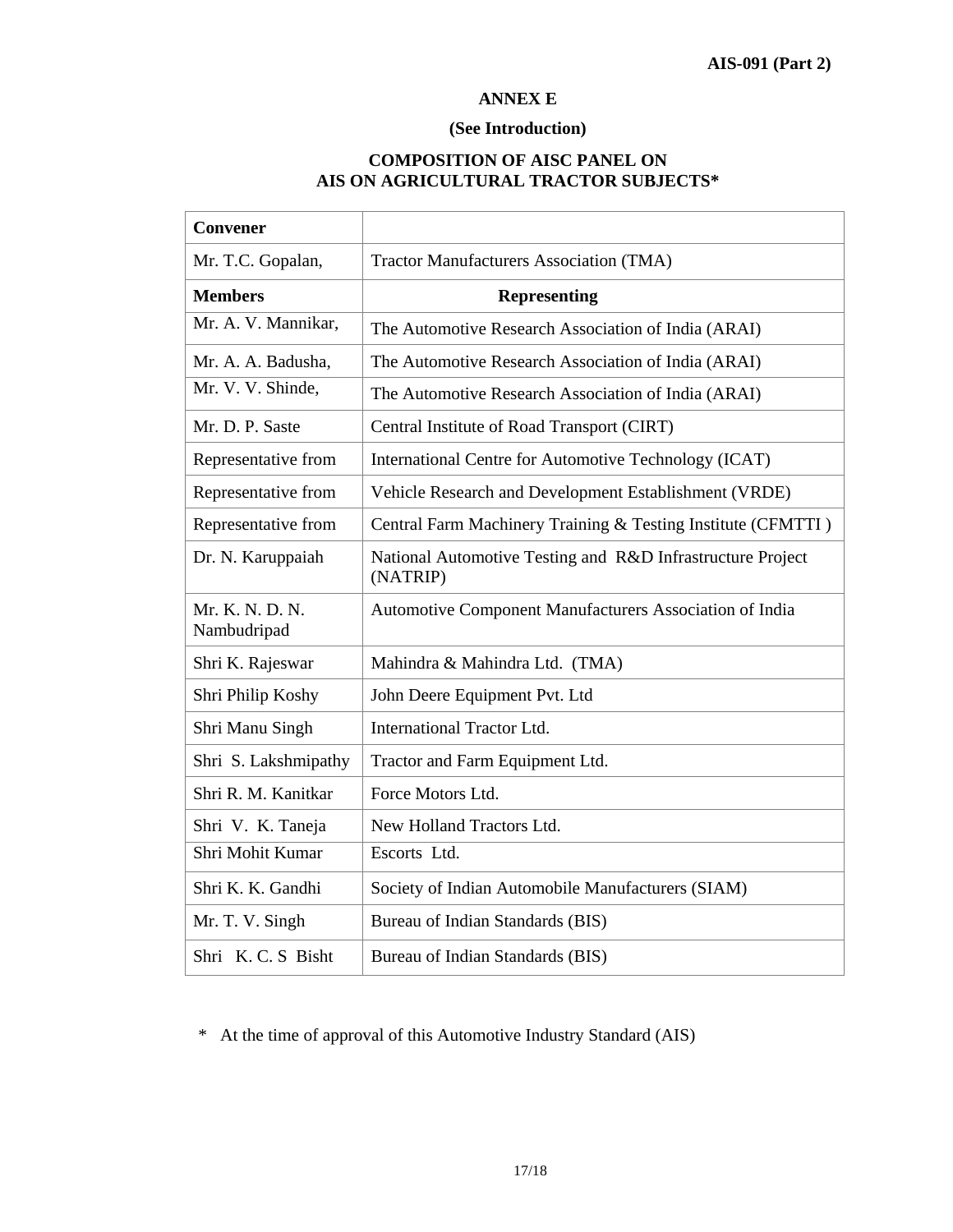## ANNEX E

**(See Introduction)**

**COMPOSITION OF AISC PANEL ON AIS ON AGRICULTURAL TRACTOR SUBJECTS***

| **Convener** | |
|---|---|
| Mr. T.C. Gopalan, | Tractor Manufacturers Association (TMA) |
| **Members** | **Representing** |
| Mr. A. V. Mannikar, | The Automotive Research Association of India (ARAI) |
| Mr. A. A. Badusha, | The Automotive Research Association of India (ARAI) |
| Mr. V. V. Shinde, | The Automotive Research Association of India (ARAI) |
| Mr. D. P. Saste | Central Institute of Road Transport (CIRT) |
| Representative from | International Centre for Automotive Technology (ICAT) |
| Representative from | Vehicle Research and Development Establishment (VRDE) |
| Representative from | Central Farm Machinery Training & Testing Institute (CFMTTI ) |
| Dr. N. Karuppaiah | National Automotive Testing and R&D Infrastructure Project (NATRIP) |
| Mr. K. N. D. N. Nambudripad | Automotive Component Manufacturers Association of India |
| Shri K. Rajeswar | Mahindra & Mahindra Ltd. (TMA) |
| Shri Philip Koshy | John Deere Equipment Pvt. Ltd |
| Shri Manu Singh | International Tractor Ltd. |
| Shri S. Lakshmipathy | Tractor and Farm Equipment Ltd. |
| Shri R. M. Kanitkar | Force Motors Ltd. |
| Shri V. K. Taneja | New Holland Tractors Ltd. |
| Shri Mohit Kumar | Escorts Ltd. |
| Shri K. K. Gandhi | Society of Indian Automobile Manufacturers (SIAM) |
| Mr. T. V. Singh | Bureau of Indian Standards (BIS) |
| Shri K. C. S Bisht | Bureau of Indian Standards (BIS) |

\* At the time of approval of this Automotive Industry Standard (AIS)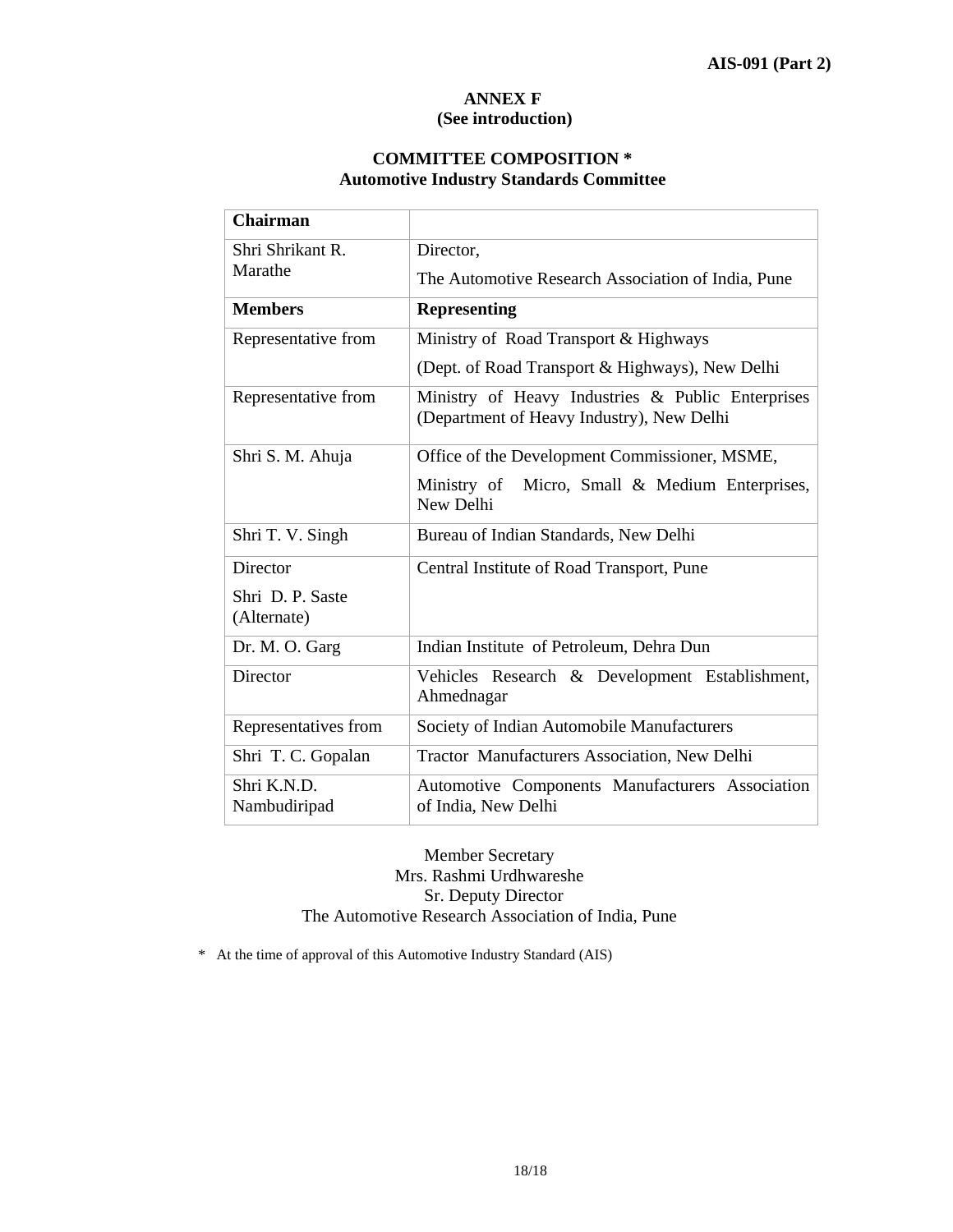## ANNEX F
**(See introduction)**

### COMMITTEE COMPOSITION *
**Automotive Industry Standards Committee**

| **Chairman** | |
|---|---|
| Shri Shrikant R. Marathe | Director,<br>The Automotive Research Association of India, Pune |
| **Members** | **Representing** |
| Representative from | Ministry of Road Transport & Highways<br>(Dept. of Road Transport & Highways), New Delhi |
| Representative from | Ministry of Heavy Industries & Public Enterprises (Department of Heavy Industry), New Delhi |
| Shri S. M. Ahuja | Office of the Development Commissioner, MSME,<br>Ministry of Micro, Small & Medium Enterprises, New Delhi |
| Shri T. V. Singh | Bureau of Indian Standards, New Delhi |
| Director<br>Shri D. P. Saste (Alternate) | Central Institute of Road Transport, Pune |
| Dr. M. O. Garg | Indian Institute of Petroleum, Dehra Dun |
| Director | Vehicles Research & Development Establishment, Ahmednagar |
| Representatives from | Society of Indian Automobile Manufacturers |
| Shri T. C. Gopalan | Tractor Manufacturers Association, New Delhi |
| Shri K.N.D. Nambudiripad | Automotive Components Manufacturers Association of India, New Delhi |

Member Secretary
Mrs. Rashmi Urdhwareshe
Sr. Deputy Director
The Automotive Research Association of India, Pune

\* At the time of approval of this Automotive Industry Standard (AIS)